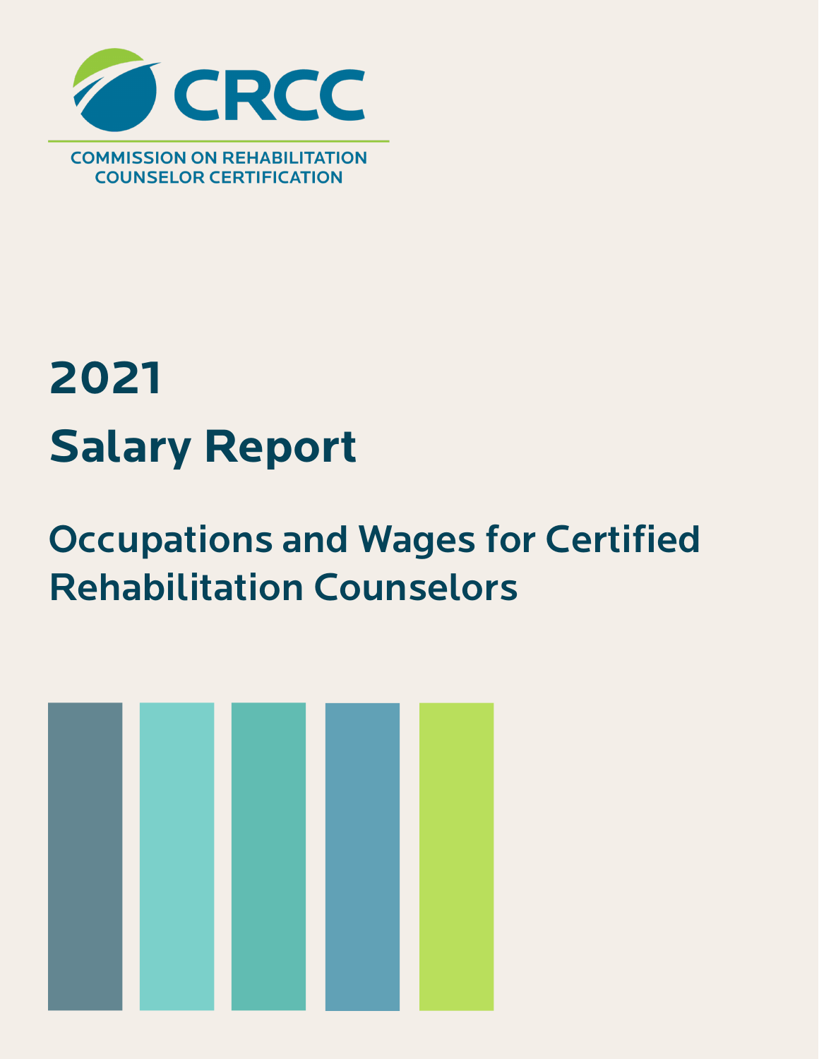CRCC

COMMISSION ON REHABILITATION COUNSELOR CERTIFICATION

# 2021

# Salary Report

## Occupations and Wages for Certified Rehabilitation Counselors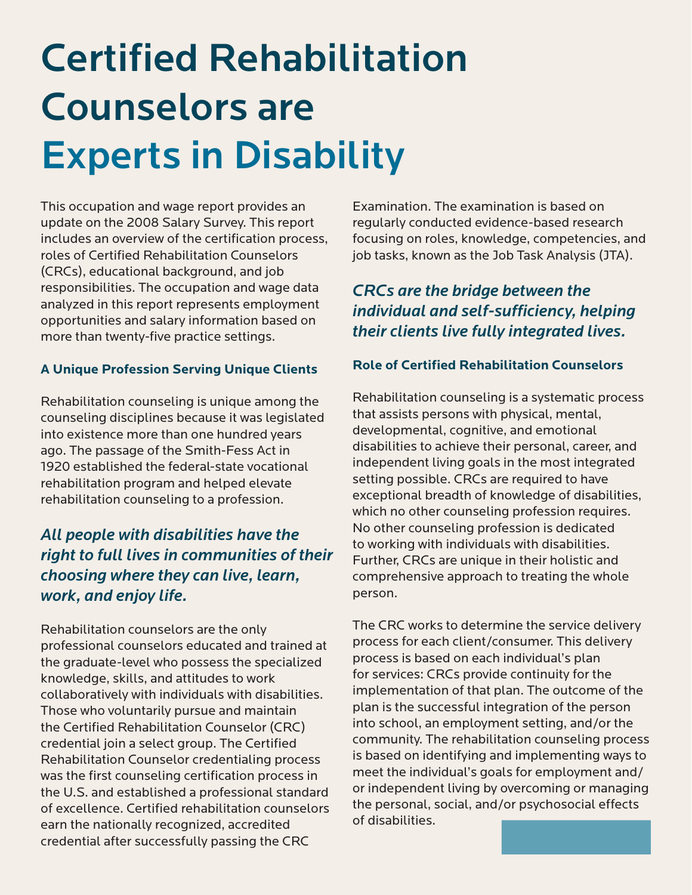# Certified Rehabilitation Counselors are Experts in Disability

This occupation and wage report provides an update on the 2008 Salary Survey. This report includes an overview of the certification process, roles of Certified Rehabilitation Counselors (CRCs), educational background, and job responsibilities. The occupation and wage data analyzed in this report represents employment opportunities and salary information based on more than twenty-five practice settings.

### A Unique Profession Serving Unique Clients

Rehabilitation counseling is unique among the counseling disciplines because it was legislated into existence more than one hundred years ago. The passage of the Smith-Fess Act in 1920 established the federal-state vocational rehabilitation program and helped elevate rehabilitation counseling to a profession.

***All people with disabilities have the right to full lives in communities of their choosing where they can live, learn, work, and enjoy life.***

Rehabilitation counselors are the only professional counselors educated and trained at the graduate-level who possess the specialized knowledge, skills, and attitudes to work collaboratively with individuals with disabilities. Those who voluntarily pursue and maintain the Certified Rehabilitation Counselor (CRC) credential join a select group. The Certified Rehabilitation Counselor credentialing process was the first counseling certification process in the U.S. and established a professional standard of excellence. Certified rehabilitation counselors earn the nationally recognized, accredited credential after successfully passing the CRC Examination. The examination is based on regularly conducted evidence-based research focusing on roles, knowledge, competencies, and job tasks, known as the Job Task Analysis (JTA).

***CRCs are the bridge between the individual and self-sufficiency, helping their clients live fully integrated lives.***

### Role of Certified Rehabilitation Counselors

Rehabilitation counseling is a systematic process that assists persons with physical, mental, developmental, cognitive, and emotional disabilities to achieve their personal, career, and independent living goals in the most integrated setting possible. CRCs are required to have exceptional breadth of knowledge of disabilities, which no other counseling profession requires. No other counseling profession is dedicated to working with individuals with disabilities. Further, CRCs are unique in their holistic and comprehensive approach to treating the whole person.

The CRC works to determine the service delivery process for each client/consumer. This delivery process is based on each individual's plan for services: CRCs provide continuity for the implementation of that plan. The outcome of the plan is the successful integration of the person into school, an employment setting, and/or the community. The rehabilitation counseling process is based on identifying and implementing ways to meet the individual's goals for employment and/or independent living by overcoming or managing the personal, social, and/or psychosocial effects of disabilities.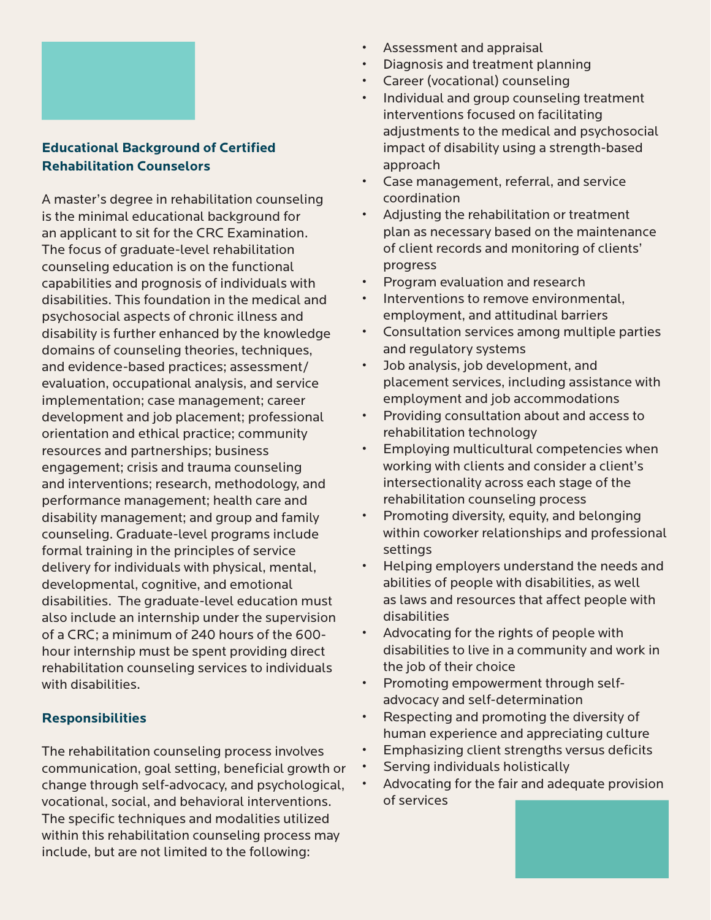## Educational Background of Certified Rehabilitation Counselors

A master's degree in rehabilitation counseling is the minimal educational background for an applicant to sit for the CRC Examination. The focus of graduate-level rehabilitation counseling education is on the functional capabilities and prognosis of individuals with disabilities. This foundation in the medical and psychosocial aspects of chronic illness and disability is further enhanced by the knowledge domains of counseling theories, techniques, and evidence-based practices; assessment/evaluation, occupational analysis, and service implementation; case management; career development and job placement; professional orientation and ethical practice; community resources and partnerships; business engagement; crisis and trauma counseling and interventions; research, methodology, and performance management; health care and disability management; and group and family counseling. Graduate-level programs include formal training in the principles of service delivery for individuals with physical, mental, developmental, cognitive, and emotional disabilities. The graduate-level education must also include an internship under the supervision of a CRC; a minimum of 240 hours of the 600-hour internship must be spent providing direct rehabilitation counseling services to individuals with disabilities.

## Responsibilities

The rehabilitation counseling process involves communication, goal setting, beneficial growth or change through self-advocacy, and psychological, vocational, social, and behavioral interventions. The specific techniques and modalities utilized within this rehabilitation counseling process may include, but are not limited to the following:

- Assessment and appraisal
- Diagnosis and treatment planning
- Career (vocational) counseling
- Individual and group counseling treatment interventions focused on facilitating adjustments to the medical and psychosocial impact of disability using a strength-based approach
- Case management, referral, and service coordination
- Adjusting the rehabilitation or treatment plan as necessary based on the maintenance of client records and monitoring of clients' progress
- Program evaluation and research
- Interventions to remove environmental, employment, and attitudinal barriers
- Consultation services among multiple parties and regulatory systems
- Job analysis, job development, and placement services, including assistance with employment and job accommodations
- Providing consultation about and access to rehabilitation technology
- Employing multicultural competencies when working with clients and consider a client's intersectionality across each stage of the rehabilitation counseling process
- Promoting diversity, equity, and belonging within coworker relationships and professional settings
- Helping employers understand the needs and abilities of people with disabilities, as well as laws and resources that affect people with disabilities
- Advocating for the rights of people with disabilities to live in a community and work in the job of their choice
- Promoting empowerment through self-advocacy and self-determination
- Respecting and promoting the diversity of human experience and appreciating culture
- Emphasizing client strengths versus deficits
- Serving individuals holistically
- Advocating for the fair and adequate provision of services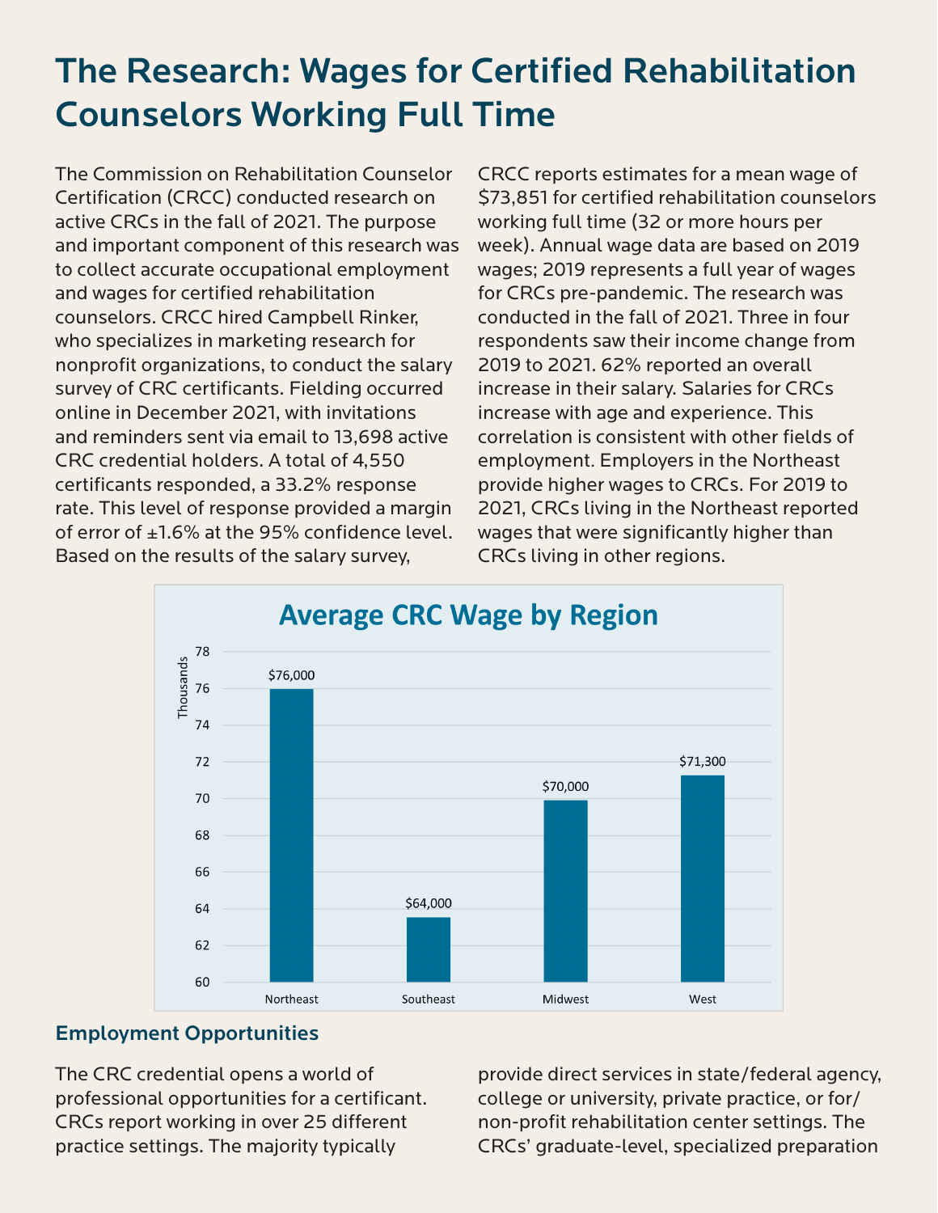# The Research: Wages for Certified Rehabilitation Counselors Working Full Time

The Commission on Rehabilitation Counselor Certification (CRCC) conducted research on active CRCs in the fall of 2021. The purpose and important component of this research was to collect accurate occupational employment and wages for certified rehabilitation counselors. CRCC hired Campbell Rinker, who specializes in marketing research for nonprofit organizations, to conduct the salary survey of CRC certificants. Fielding occurred online in December 2021, with invitations and reminders sent via email to 13,698 active CRC credential holders. A total of 4,550 certificants responded, a 33.2% response rate. This level of response provided a margin of error of ±1.6% at the 95% confidence level. Based on the results of the salary survey, CRCC reports estimates for a mean wage of $73,851 for certified rehabilitation counselors working full time (32 or more hours per week). Annual wage data are based on 2019 wages; 2019 represents a full year of wages for CRCs pre-pandemic. The research was conducted in the fall of 2021. Three in four respondents saw their income change from 2019 to 2021. 62% reported an overall increase in their salary. Salaries for CRCs increase with age and experience. This correlation is consistent with other fields of employment. Employers in the Northeast provide higher wages to CRCs. For 2019 to 2021, CRCs living in the Northeast reported wages that were significantly higher than CRCs living in other regions.

**Average CRC Wage by Region**

| Region | Average Wage |
| --- | --- |
| Northeast | $76,000 |
| Southeast | $64,000 |
| Midwest | $70,000 |
| West | $71,300 |

## Employment Opportunities

The CRC credential opens a world of professional opportunities for a certificant. CRCs report working in over 25 different practice settings. The majority typically provide direct services in state/federal agency, college or university, private practice, or for/non-profit rehabilitation center settings. The CRCs' graduate-level, specialized preparation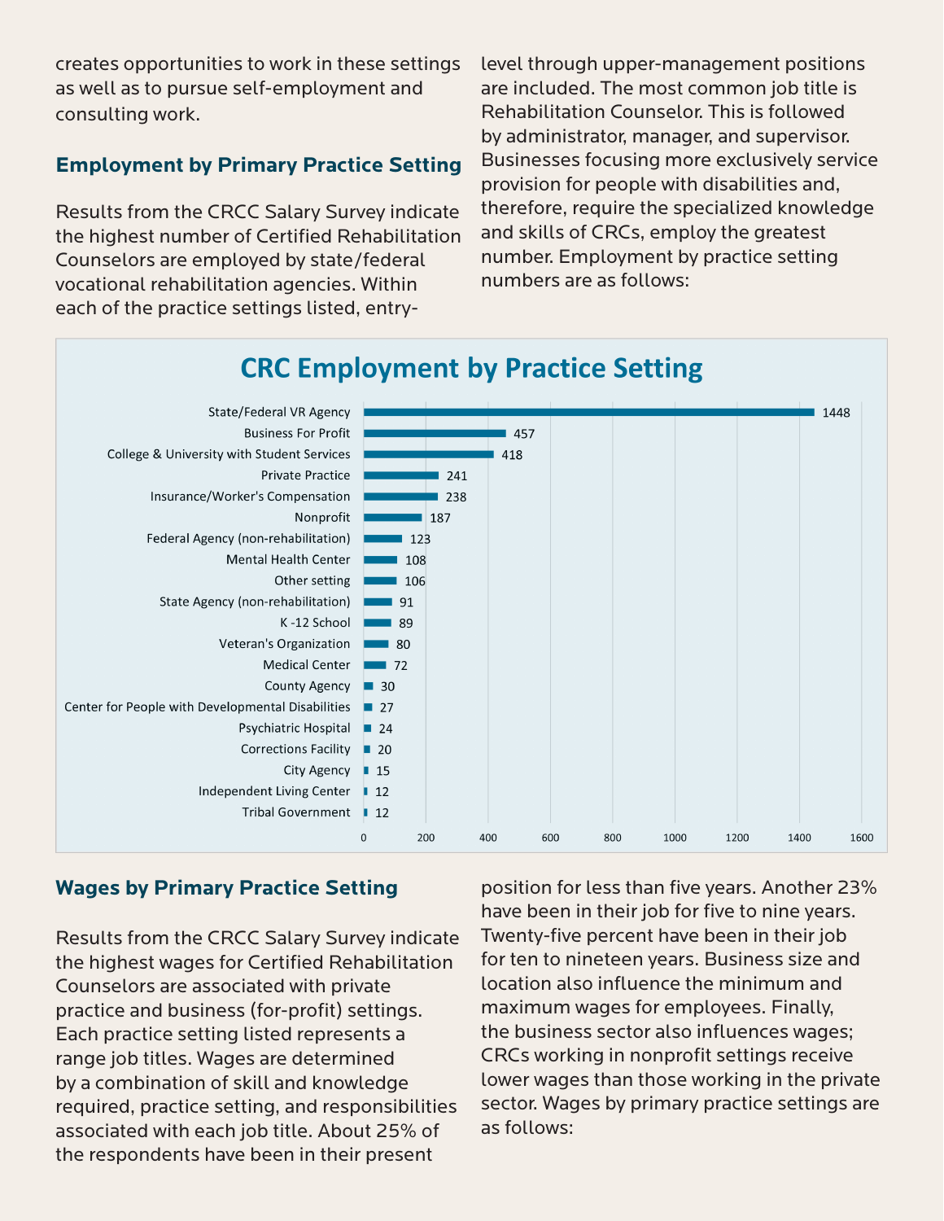creates opportunities to work in these settings as well as to pursue self-employment and consulting work.

### Employment by Primary Practice Setting

Results from the CRCC Salary Survey indicate the highest number of Certified Rehabilitation Counselors are employed by state/federal vocational rehabilitation agencies. Within each of the practice settings listed, entry-level through upper-management positions are included. The most common job title is Rehabilitation Counselor. This is followed by administrator, manager, and supervisor. Businesses focusing more exclusively service provision for people with disabilities and, therefore, require the specialized knowledge and skills of CRCs, employ the greatest number. Employment by practice setting numbers are as follows:

**CRC Employment by Practice Setting**

| Practice Setting | Number |
|---|---|
| State/Federal VR Agency | 1448 |
| Business For Profit | 457 |
| College & University with Student Services | 418 |
| Private Practice | 241 |
| Insurance/Worker's Compensation | 238 |
| Nonprofit | 187 |
| Federal Agency (non-rehabilitation) | 123 |
| Mental Health Center | 108 |
| Other setting | 106 |
| State Agency (non-rehabilitation) | 91 |
| K -12 School | 89 |
| Veteran's Organization | 80 |
| Medical Center | 72 |
| County Agency | 30 |
| Center for People with Developmental Disabilities | 27 |
| Psychiatric Hospital | 24 |
| Corrections Facility | 20 |
| City Agency | 15 |
| Independent Living Center | 12 |
| Tribal Government | 12 |

### Wages by Primary Practice Setting

Results from the CRCC Salary Survey indicate the highest wages for Certified Rehabilitation Counselors are associated with private practice and business (for-profit) settings. Each practice setting listed represents a range job titles. Wages are determined by a combination of skill and knowledge required, practice setting, and responsibilities associated with each job title. About 25% of the respondents have been in their present position for less than five years. Another 23% have been in their job for five to nine years. Twenty-five percent have been in their job for ten to nineteen years. Business size and location also influence the minimum and maximum wages for employees. Finally, the business sector also influences wages; CRCs working in nonprofit settings receive lower wages than those working in the private sector. Wages by primary practice settings are as follows: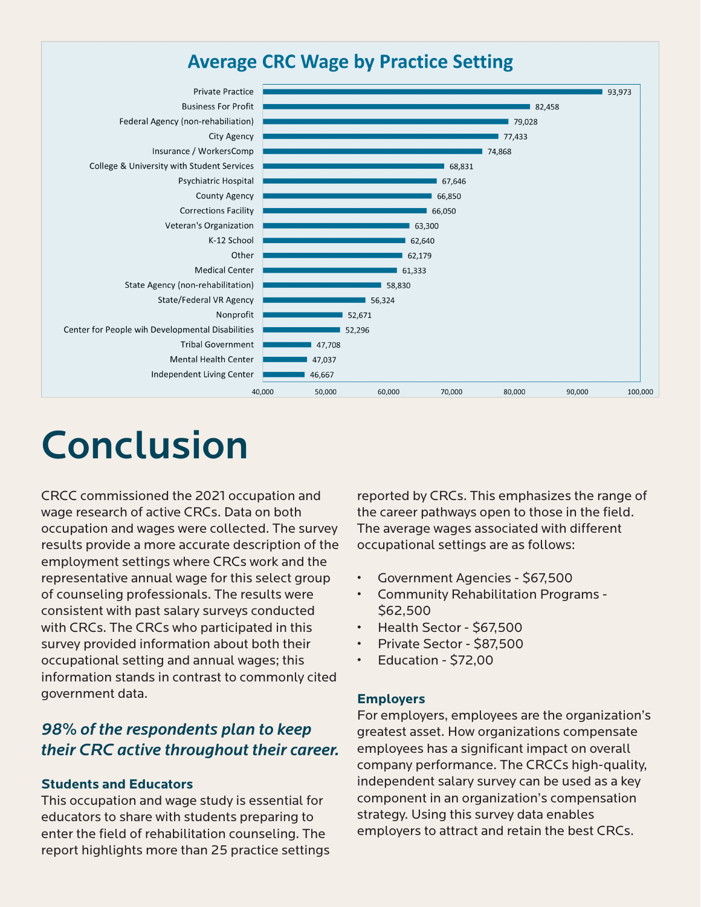## Average CRC Wage by Practice Setting

| Practice Setting | Average Wage |
|---|---|
| Private Practice | 93,973 |
| Business For Profit | 82,458 |
| Federal Agency (non-rehabiliation) | 79,028 |
| City Agency | 77,433 |
| Insurance / WorkersComp | 74,868 |
| College & University with Student Services | 68,831 |
| Psychiatric Hospital | 67,646 |
| County Agency | 66,850 |
| Corrections Facility | 66,050 |
| Veteran's Organization | 63,300 |
| K-12 School | 62,640 |
| Other | 62,179 |
| Medical Center | 61,333 |
| State Agency (non-rehabiliation) | 58,830 |
| State/Federal VR Agency | 56,324 |
| Nonprofit | 52,671 |
| Center for People wih Developmental Disabilities | 52,296 |
| Tribal Government | 47,708 |
| Mental Health Center | 47,037 |
| Independent Living Center | 46,667 |

# Conclusion

CRCC commissioned the 2021 occupation and wage research of active CRCs. Data on both occupation and wages were collected. The survey results provide a more accurate description of the employment settings where CRCs work and the representative annual wage for this select group of counseling professionals. The results were consistent with past salary surveys conducted with CRCs. The CRCs who participated in this survey provided information about both their occupational setting and annual wages; this information stands in contrast to commonly cited government data.

***98% of the respondents plan to keep their CRC active throughout their career.***

### Students and Educators

This occupation and wage study is essential for educators to share with students preparing to enter the field of rehabilitation counseling. The report highlights more than 25 practice settings reported by CRCs. This emphasizes the range of the career pathways open to those in the field. The average wages associated with different occupational settings are as follows:

- Government Agencies - $67,500
- Community Rehabilitation Programs - $62,500
- Health Sector - $67,500
- Private Sector - $87,500
- Education - $72,00

### Employers

For employers, employees are the organization's greatest asset. How organizations compensate employees has a significant impact on overall company performance. The CRCCs high-quality, independent salary survey can be used as a key component in an organization's compensation strategy. Using this survey data enables employers to attract and retain the best CRCs.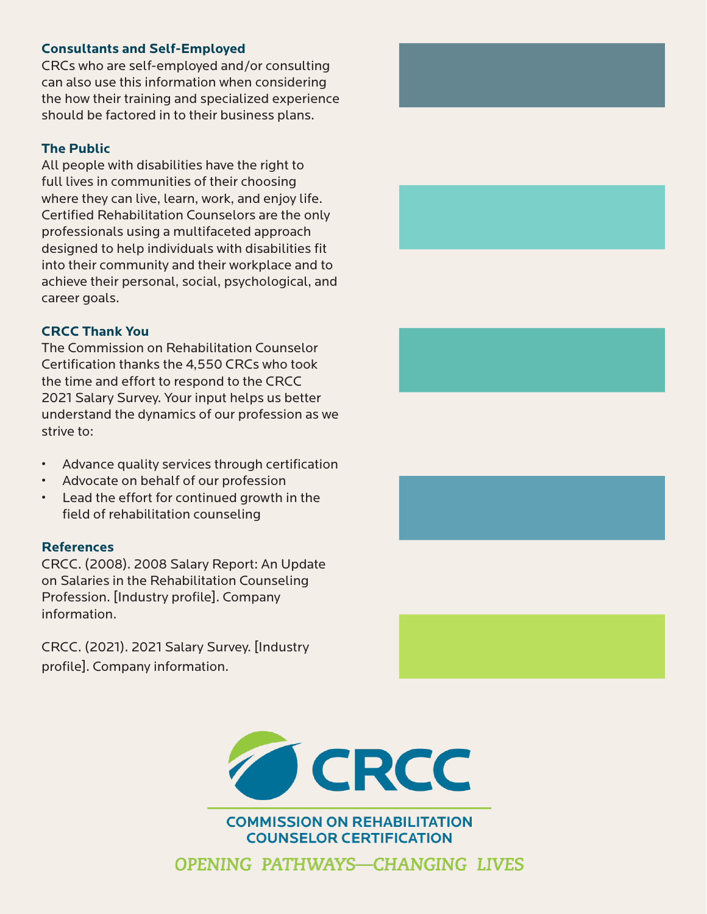### Consultants and Self-Employed

CRCs who are self-employed and/or consulting can also use this information when considering the how their training and specialized experience should be factored in to their business plans.

### The Public

All people with disabilities have the right to full lives in communities of their choosing where they can live, learn, work, and enjoy life. Certified Rehabilitation Counselors are the only professionals using a multifaceted approach designed to help individuals with disabilities fit into their community and their workplace and to achieve their personal, social, psychological, and career goals.

### CRCC Thank You

The Commission on Rehabilitation Counselor Certification thanks the 4,550 CRCs who took the time and effort to respond to the CRCC 2021 Salary Survey. Your input helps us better understand the dynamics of our profession as we strive to:

- Advance quality services through certification
- Advocate on behalf of our profession
- Lead the effort for continued growth in the field of rehabilitation counseling

### References

CRCC. (2008). 2008 Salary Report: An Update on Salaries in the Rehabilitation Counseling Profession. [Industry profile]. Company information.

CRCC. (2021). 2021 Salary Survey. [Industry profile]. Company information.

CRCC

COMMISSION ON REHABILITATION COUNSELOR CERTIFICATION

*OPENING PATHWAYS—CHANGING LIVES*